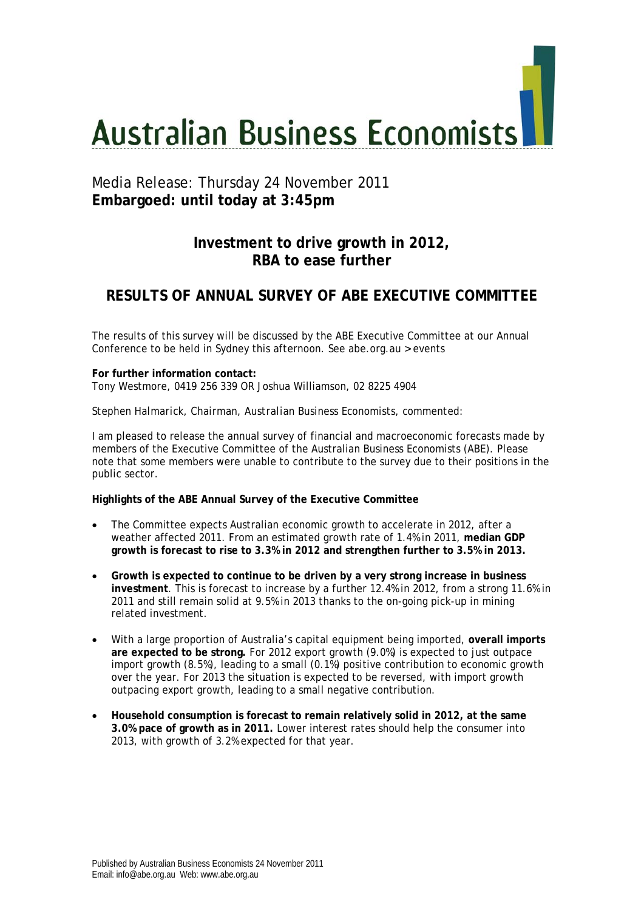# Australian Business Economists

Media Release: Thursday 24 November 2011
**Embargoed: until today at 3:45pm**

## Investment to drive growth in 2012, RBA to ease further

## RESULTS OF ANNUAL SURVEY OF ABE EXECUTIVE COMMITTEE

The results of this survey will be discussed by the ABE Executive Committee at our Annual Conference to be held in Sydney this afternoon. See abe.org.au > events

**For further information contact:**
Tony Westmore, 0419 256 339 OR Joshua Williamson, 02 8225 4904

Stephen Halmarick, Chairman, Australian Business Economists, commented:

I am pleased to release the annual survey of financial and macroeconomic forecasts made by members of the Executive Committee of the Australian Business Economists (ABE). Please note that some members were unable to contribute to the survey due to their positions in the public sector.

**Highlights of the ABE Annual Survey of the Executive Committee**

- The Committee expects Australian economic growth to accelerate in 2012, after a weather affected 2011. From an estimated growth rate of 1.4% in 2011, **median GDP growth is forecast to rise to 3.3% in 2012 and strengthen further to 3.5% in 2013.**
- **Growth is expected to continue to be driven by a very strong increase in business investment**. This is forecast to increase by a further 12.4% in 2012, from a strong 11.6% in 2011 and still remain solid at 9.5% in 2013 thanks to the on-going pick-up in mining related investment.
- With a large proportion of Australia's capital equipment being imported, **overall imports are expected to be strong.** For 2012 export growth (9.0%) is expected to just outpace import growth (8.5%), leading to a small (0.1%) positive contribution to economic growth over the year. For 2013 the situation is expected to be reversed, with import growth outpacing export growth, leading to a small negative contribution.
- **Household consumption is forecast to remain relatively solid in 2012, at the same 3.0% pace of growth as in 2011.** Lower interest rates should help the consumer into 2013, with growth of 3.2% expected for that year.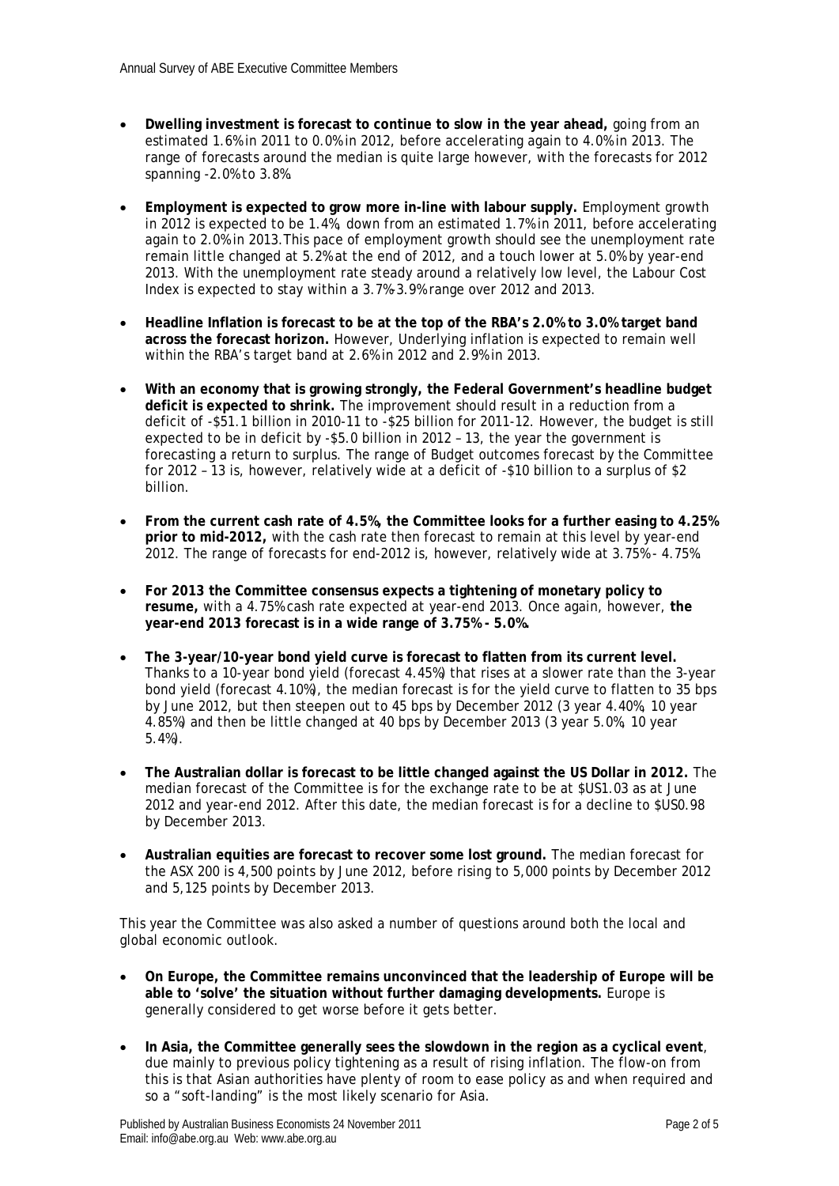- **Dwelling investment is forecast to continue to slow in the year ahead,** going from an estimated 1.6% in 2011 to 0.0% in 2012, before accelerating again to 4.0% in 2013. The range of forecasts around the median is quite large however, with the forecasts for 2012 spanning -2.0% to 3.8%.

- **Employment is expected to grow more in-line with labour supply.** Employment growth in 2012 is expected to be 1.4%, down from an estimated 1.7% in 2011, before accelerating again to 2.0% in 2013. This pace of employment growth should see the unemployment rate remain little changed at 5.2% at the end of 2012, and a touch lower at 5.0% by year-end 2013. With the unemployment rate steady around a relatively low level, the Labour Cost Index is expected to stay within a 3.7%-3.9% range over 2012 and 2013.

- **Headline Inflation is forecast to be at the top of the RBA's 2.0% to 3.0% target band across the forecast horizon.** However, Underlying inflation is expected to remain well within the RBA's target band at 2.6% in 2012 and 2.9% in 2013.

- **With an economy that is growing strongly, the Federal Government's headline budget deficit is expected to shrink.** The improvement should result in a reduction from a deficit of -$51.1 billion in 2010-11 to -$25 billion for 2011-12. However, the budget is still expected to be in deficit by -$5.0 billion in 2012 – 13, the year the government is forecasting a return to surplus. The range of Budget outcomes forecast by the Committee for 2012 – 13 is, however, relatively wide at a deficit of -$10 billion to a surplus of $2 billion.

- **From the current cash rate of 4.5%, the Committee looks for a further easing to 4.25% prior to mid-2012,** with the cash rate then forecast to remain at this level by year-end 2012. The range of forecasts for end-2012 is, however, relatively wide at 3.75% - 4.75%.

- **For 2013 the Committee consensus expects a tightening of monetary policy to resume,** with a 4.75% cash rate expected at year-end 2013. Once again, however, **the year-end 2013 forecast is in a wide range of 3.75% - 5.0%.**

- **The 3-year/10-year bond yield curve is forecast to flatten from its current level.** Thanks to a 10-year bond yield (forecast 4.45%) that rises at a slower rate than the 3-year bond yield (forecast 4.10%), the median forecast is for the yield curve to flatten to 35 bps by June 2012, but then steepen out to 45 bps by December 2012 (3 year 4.40%, 10 year 4.85%) and then be little changed at 40 bps by December 2013 (3 year 5.0%, 10 year 5.4%).

- **The Australian dollar is forecast to be little changed against the US Dollar in 2012.** The median forecast of the Committee is for the exchange rate to be at $US1.03 as at June 2012 and year-end 2012. After this date, the median forecast is for a decline to $US0.98 by December 2013.

- **Australian equities are forecast to recover some lost ground.** The median forecast for the ASX 200 is 4,500 points by June 2012, before rising to 5,000 points by December 2012 and 5,125 points by December 2013.

This year the Committee was also asked a number of questions around both the local and global economic outlook.

- **On Europe, the Committee remains unconvinced that the leadership of Europe will be able to 'solve' the situation without further damaging developments.** Europe is generally considered to get worse before it gets better.

- **In Asia, the Committee generally sees the slowdown in the region as a cyclical event**, due mainly to previous policy tightening as a result of rising inflation. The flow-on from this is that Asian authorities have plenty of room to ease policy as and when required and so a "soft-landing" is the most likely scenario for Asia.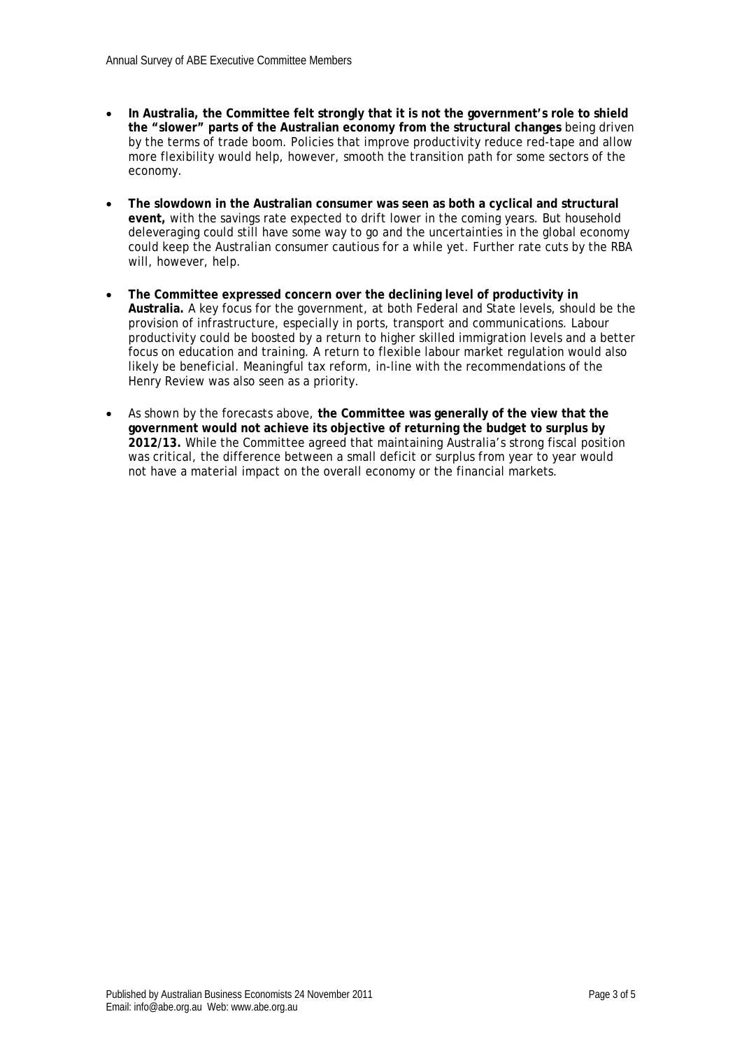- **In Australia, the Committee felt strongly that it is not the government's role to shield the "slower" parts of the Australian economy from the structural changes** being driven by the terms of trade boom. Policies that improve productivity reduce red-tape and allow more flexibility would help, however, smooth the transition path for some sectors of the economy.

- **The slowdown in the Australian consumer was seen as both a cyclical and structural event,** with the savings rate expected to drift lower in the coming years. But household deleveraging could still have some way to go and the uncertainties in the global economy could keep the Australian consumer cautious for a while yet. Further rate cuts by the RBA will, however, help.

- **The Committee expressed concern over the declining level of productivity in Australia.** A key focus for the government, at both Federal and State levels, should be the provision of infrastructure, especially in ports, transport and communications. Labour productivity could be boosted by a return to higher skilled immigration levels and a better focus on education and training. A return to flexible labour market regulation would also likely be beneficial. Meaningful tax reform, in-line with the recommendations of the Henry Review was also seen as a priority.

- As shown by the forecasts above, **the Committee was generally of the view that the government would not achieve its objective of returning the budget to surplus by 2012/13.** While the Committee agreed that maintaining Australia's strong fiscal position was critical, the difference between a small deficit or surplus from year to year would not have a material impact on the overall economy or the financial markets.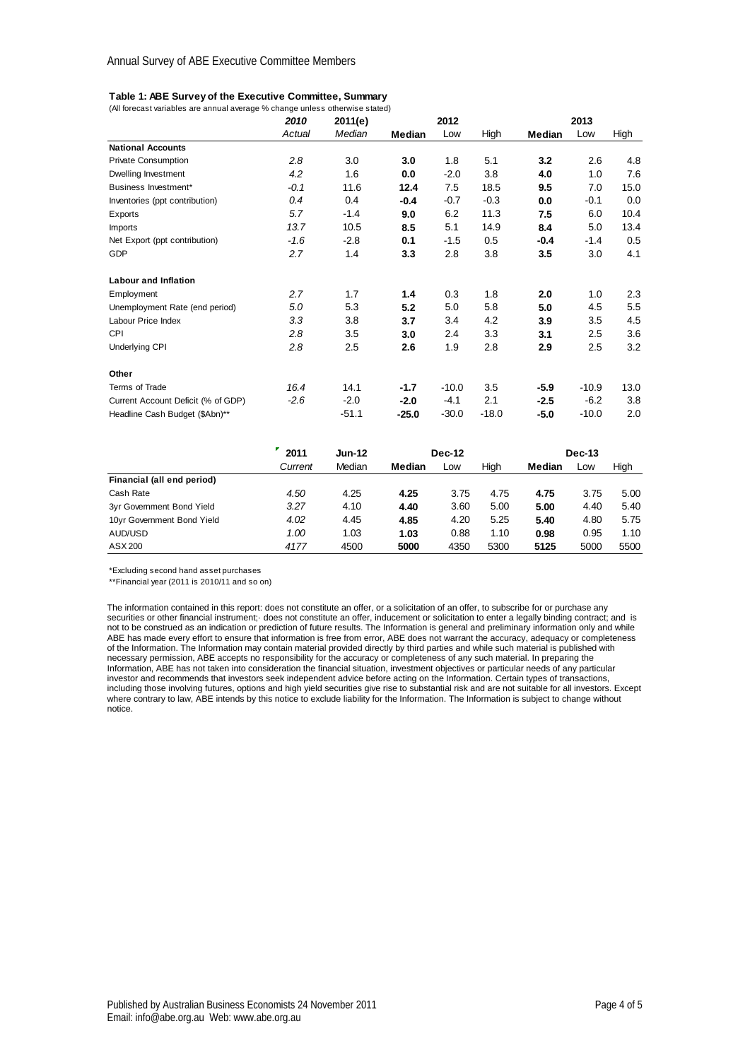Annual Survey of ABE Executive Committee Members

**Table 1: ABE Survey of the Executive Committee, Summary**

(All forecast variables are annual average % change unless otherwise stated)

| | 2010 | 2011(e) | 2012 | | | 2013 | | |
|---|---|---|---|---|---|---|---|---|
| | *Actual* | *Median* | **Median** | Low | High | **Median** | Low | High |
| **National Accounts** | | | | | | | | |
| Private Consumption | *2.8* | 3.0 | **3.0** | 1.8 | 5.1 | **3.2** | 2.6 | 4.8 |
| Dwelling Investment | *4.2* | 1.6 | **0.0** | -2.0 | 3.8 | **4.0** | 1.0 | 7.6 |
| Business Investment* | *-0.1* | 11.6 | **12.4** | 7.5 | 18.5 | **9.5** | 7.0 | 15.0 |
| Inventories (ppt contribution) | *0.4* | 0.4 | **-0.4** | -0.7 | -0.3 | **0.0** | -0.1 | 0.0 |
| Exports | *5.7* | -1.4 | **9.0** | 6.2 | 11.3 | **7.5** | 6.0 | 10.4 |
| Imports | *13.7* | 10.5 | **8.5** | 5.1 | 14.9 | **8.4** | 5.0 | 13.4 |
| Net Export (ppt contribution) | *-1.6* | -2.8 | **0.1** | -1.5 | 0.5 | **-0.4** | -1.4 | 0.5 |
| GDP | *2.7* | 1.4 | **3.3** | 2.8 | 3.8 | **3.5** | 3.0 | 4.1 |
| **Labour and Inflation** | | | | | | | | |
| Employment | *2.7* | 1.7 | **1.4** | 0.3 | 1.8 | **2.0** | 1.0 | 2.3 |
| Unemployment Rate (end period) | *5.0* | 5.3 | **5.2** | 5.0 | 5.8 | **5.0** | 4.5 | 5.5 |
| Labour Price Index | *3.3* | 3.8 | **3.7** | 3.4 | 4.2 | **3.9** | 3.5 | 4.5 |
| CPI | *2.8* | 3.5 | **3.0** | 2.4 | 3.3 | **3.1** | 2.5 | 3.6 |
| Underlying CPI | *2.8* | 2.5 | **2.6** | 1.9 | 2.8 | **2.9** | 2.5 | 3.2 |
| **Other** | | | | | | | | |
| Terms of Trade | *16.4* | 14.1 | **-1.7** | -10.0 | 3.5 | **-5.9** | -10.9 | 13.0 |
| Current Account Deficit (% of GDP) | *-2.6* | -2.0 | **-2.0** | -4.1 | 2.1 | **-2.5** | -6.2 | 3.8 |
| Headline Cash Budget ($Abn)** | | -51.1 | **-25.0** | -30.0 | -18.0 | **-5.0** | -10.0 | 2.0 |

| | 2011 | Jun-12 | Dec-12 | | | Dec-13 | | |
|---|---|---|---|---|---|---|---|---|
| | *Current* | Median | **Median** | Low | High | **Median** | Low | High |
| **Financial (all end period)** | | | | | | | | |
| Cash Rate | *4.50* | 4.25 | **4.25** | 3.75 | 4.75 | **4.75** | 3.75 | 5.00 |
| 3yr Government Bond Yield | *3.27* | 4.10 | **4.40** | 3.60 | 5.00 | **5.00** | 4.40 | 5.40 |
| 10yr Government Bond Yield | *4.02* | 4.45 | **4.85** | 4.20 | 5.25 | **5.40** | 4.80 | 5.75 |
| AUD/USD | *1.00* | 1.03 | **1.03** | 0.88 | 1.10 | **0.98** | 0.95 | 1.10 |
| ASX 200 | *4177* | 4500 | **5000** | 4350 | 5300 | **5125** | 5000 | 5500 |

*Excluding second hand asset purchases

**Financial year (2011 is 2010/11 and so on)

The information contained in this report: does not constitute an offer, or a solicitation of an offer, to subscribe for or purchase any securities or other financial instrument;· does not constitute an offer, inducement or solicitation to enter a legally binding contract; and is not to be construed as an indication or prediction of future results. The Information is general and preliminary information only and while ABE has made every effort to ensure that information is free from error, ABE does not warrant the accuracy, adequacy or completeness of the Information. The Information may contain material provided directly by third parties and while such material is published with necessary permission, ABE accepts no responsibility for the accuracy or completeness of any such material. In preparing the Information, ABE has not taken into consideration the financial situation, investment objectives or particular needs of any particular investor and recommends that investors seek independent advice before acting on the Information. Certain types of transactions, including those involving futures, options and high yield securities give rise to substantial risk and are not suitable for all investors. Except where contrary to law, ABE intends by this notice to exclude liability for the Information. The Information is subject to change without notice.

Published by Australian Business Economists 24 November 2011

Email: info@abe.org.au Web: www.abe.org.au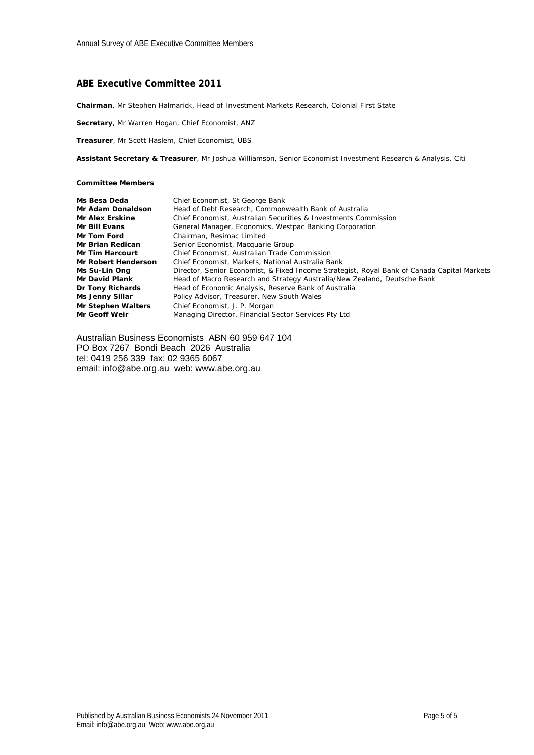## ABE Executive Committee 2011

**Chairman**, Mr Stephen Halmarick, Head of Investment Markets Research, Colonial First State

**Secretary**, Mr Warren Hogan, Chief Economist, ANZ

**Treasurer**, Mr Scott Haslem, Chief Economist, UBS

**Assistant Secretary & Treasurer**, Mr Joshua Williamson, Senior Economist Investment Research & Analysis, Citi

**Committee Members**

| | |
|---|---|
| **Ms Besa Deda** | Chief Economist, St George Bank |
| **Mr Adam Donaldson** | Head of Debt Research, Commonwealth Bank of Australia |
| **Mr Alex Erskine** | Chief Economist, Australian Securities & Investments Commission |
| **Mr Bill Evans** | General Manager, Economics, Westpac Banking Corporation |
| **Mr Tom Ford** | Chairman, Resimac Limited |
| **Mr Brian Redican** | Senior Economist, Macquarie Group |
| **Mr Tim Harcourt** | Chief Economist, Australian Trade Commission |
| **Mr Robert Henderson** | Chief Economist, Markets, National Australia Bank |
| **Ms Su-Lin Ong** | Director, Senior Economist, & Fixed Income Strategist, Royal Bank of Canada Capital Markets |
| **Mr David Plank** | Head of Macro Research and Strategy Australia/New Zealand, Deutsche Bank |
| **Dr Tony Richards** | Head of Economic Analysis, Reserve Bank of Australia |
| **Ms Jenny Sillar** | Policy Advisor, Treasurer, New South Wales |
| **Mr Stephen Walters** | Chief Economist, J. P. Morgan |
| **Mr Geoff Weir** | Managing Director, Financial Sector Services Pty Ltd |

Australian Business Economists ABN 60 959 647 104
PO Box 7267 Bondi Beach 2026 Australia
tel: 0419 256 339 fax: 02 9365 6067
email: info@abe.org.au web: www.abe.org.au